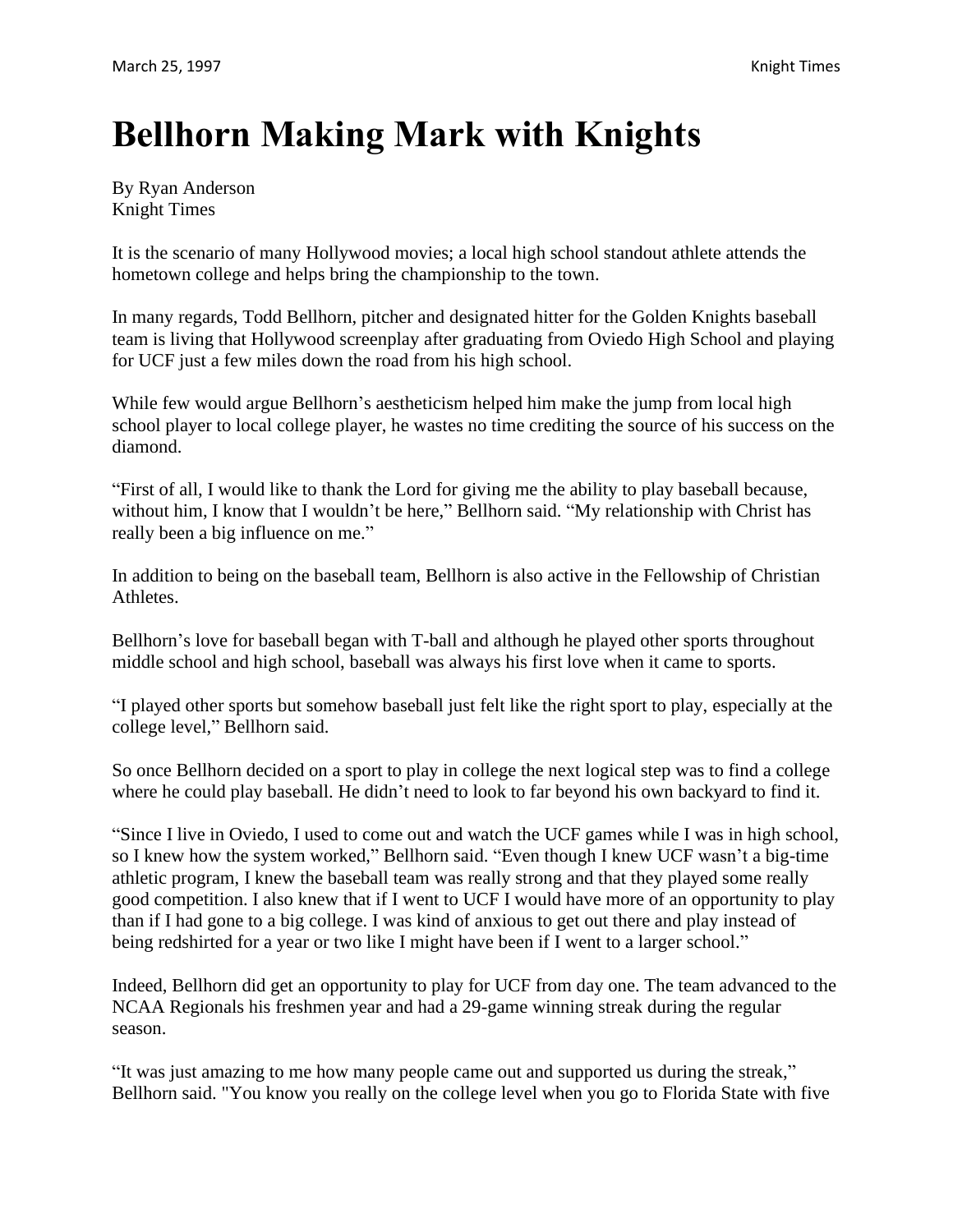# Bellhorn Making Mark with Knights

By Ryan Anderson
Knight Times

It is the scenario of many Hollywood movies; a local high school standout athlete attends the hometown college and helps bring the championship to the town.

In many regards, Todd Bellhorn, pitcher and designated hitter for the Golden Knights baseball team is living that Hollywood screenplay after graduating from Oviedo High School and playing for UCF just a few miles down the road from his high school.

While few would argue Bellhorn's aestheticism helped him make the jump from local high school player to local college player, he wastes no time crediting the source of his success on the diamond.

"First of all, I would like to thank the Lord for giving me the ability to play baseball because, without him, I know that I wouldn't be here," Bellhorn said. "My relationship with Christ has really been a big influence on me."

In addition to being on the baseball team, Bellhorn is also active in the Fellowship of Christian Athletes.

Bellhorn's love for baseball began with T-ball and although he played other sports throughout middle school and high school, baseball was always his first love when it came to sports.

"I played other sports but somehow baseball just felt like the right sport to play, especially at the college level," Bellhorn said.

So once Bellhorn decided on a sport to play in college the next logical step was to find a college where he could play baseball. He didn't need to look to far beyond his own backyard to find it.

"Since I live in Oviedo, I used to come out and watch the UCF games while I was in high school, so I knew how the system worked," Bellhorn said. "Even though I knew UCF wasn't a big-time athletic program, I knew the baseball team was really strong and that they played some really good competition. I also knew that if I went to UCF I would have more of an opportunity to play than if I had gone to a big college. I was kind of anxious to get out there and play instead of being redshirted for a year or two like I might have been if I went to a larger school."

Indeed, Bellhorn did get an opportunity to play for UCF from day one. The team advanced to the NCAA Regionals his freshmen year and had a 29-game winning streak during the regular season.

"It was just amazing to me how many people came out and supported us during the streak," Bellhorn said. "You know you really on the college level when you go to Florida State with five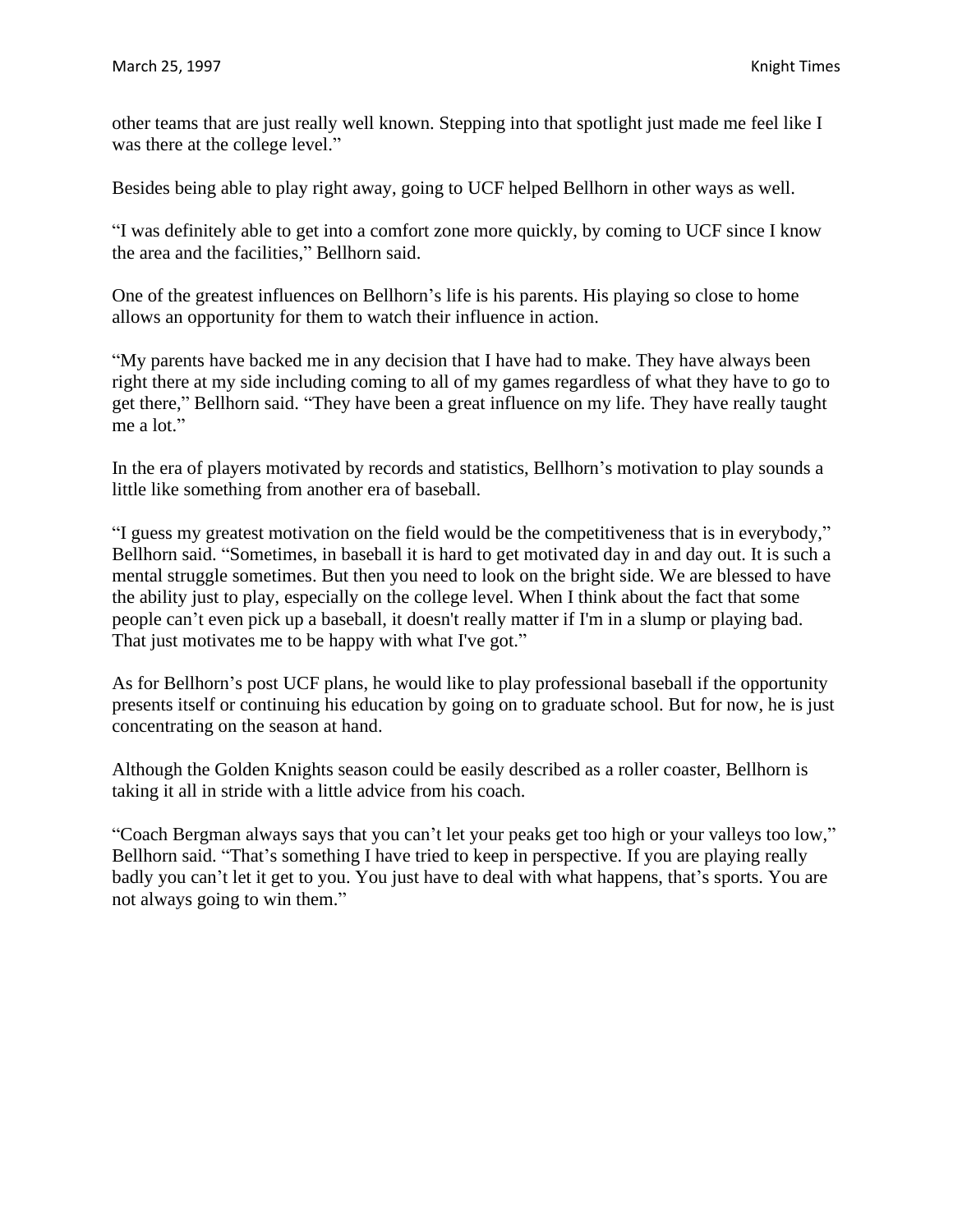other teams that are just really well known. Stepping into that spotlight just made me feel like I was there at the college level."

Besides being able to play right away, going to UCF helped Bellhorn in other ways as well.

"I was definitely able to get into a comfort zone more quickly, by coming to UCF since I know the area and the facilities," Bellhorn said.

One of the greatest influences on Bellhorn's life is his parents. His playing so close to home allows an opportunity for them to watch their influence in action.

"My parents have backed me in any decision that I have had to make. They have always been right there at my side including coming to all of my games regardless of what they have to go to get there," Bellhorn said. "They have been a great influence on my life. They have really taught me a lot."

In the era of players motivated by records and statistics, Bellhorn's motivation to play sounds a little like something from another era of baseball.

"I guess my greatest motivation on the field would be the competitiveness that is in everybody," Bellhorn said. "Sometimes, in baseball it is hard to get motivated day in and day out. It is such a mental struggle sometimes. But then you need to look on the bright side. We are blessed to have the ability just to play, especially on the college level. When I think about the fact that some people can't even pick up a baseball, it doesn't really matter if I'm in a slump or playing bad. That just motivates me to be happy with what I've got."

As for Bellhorn's post UCF plans, he would like to play professional baseball if the opportunity presents itself or continuing his education by going on to graduate school. But for now, he is just concentrating on the season at hand.

Although the Golden Knights season could be easily described as a roller coaster, Bellhorn is taking it all in stride with a little advice from his coach.

"Coach Bergman always says that you can't let your peaks get too high or your valleys too low," Bellhorn said. "That's something I have tried to keep in perspective. If you are playing really badly you can't let it get to you. You just have to deal with what happens, that's sports. You are not always going to win them."